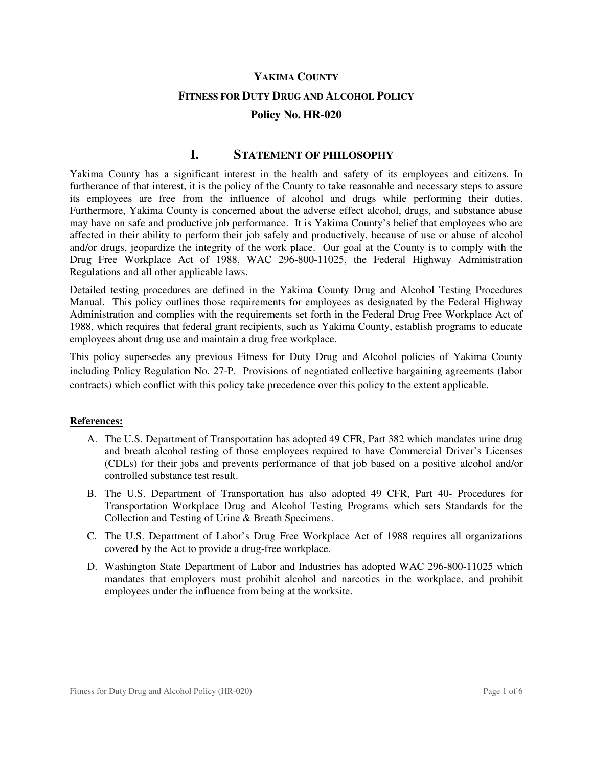# YAKIMA COUNTY

# FITNESS FOR DUTY DRUG AND ALCOHOL POLICY

# Policy No. HR-020

## I. STATEMENT OF PHILOSOPHY

Yakima County has a significant interest in the health and safety of its employees and citizens. In furtherance of that interest, it is the policy of the County to take reasonable and necessary steps to assure its employees are free from the influence of alcohol and drugs while performing their duties. Furthermore, Yakima County is concerned about the adverse effect alcohol, drugs, and substance abuse may have on safe and productive job performance. It is Yakima County's belief that employees who are affected in their ability to perform their job safely and productively, because of use or abuse of alcohol and/or drugs, jeopardize the integrity of the work place. Our goal at the County is to comply with the Drug Free Workplace Act of 1988, WAC 296-800-11025, the Federal Highway Administration Regulations and all other applicable laws.

Detailed testing procedures are defined in the Yakima County Drug and Alcohol Testing Procedures Manual. This policy outlines those requirements for employees as designated by the Federal Highway Administration and complies with the requirements set forth in the Federal Drug Free Workplace Act of 1988, which requires that federal grant recipients, such as Yakima County, establish programs to educate employees about drug use and maintain a drug free workplace.

This policy supersedes any previous Fitness for Duty Drug and Alcohol policies of Yakima County including Policy Regulation No. 27-P. Provisions of negotiated collective bargaining agreements (labor contracts) which conflict with this policy take precedence over this policy to the extent applicable.

**References:**

A. The U.S. Department of Transportation has adopted 49 CFR, Part 382 which mandates urine drug and breath alcohol testing of those employees required to have Commercial Driver's Licenses (CDLs) for their jobs and prevents performance of that job based on a positive alcohol and/or controlled substance test result.

B. The U.S. Department of Transportation has also adopted 49 CFR, Part 40- Procedures for Transportation Workplace Drug and Alcohol Testing Programs which sets Standards for the Collection and Testing of Urine & Breath Specimens.

C. The U.S. Department of Labor's Drug Free Workplace Act of 1988 requires all organizations covered by the Act to provide a drug-free workplace.

D. Washington State Department of Labor and Industries has adopted WAC 296-800-11025 which mandates that employers must prohibit alcohol and narcotics in the workplace, and prohibit employees under the influence from being at the worksite.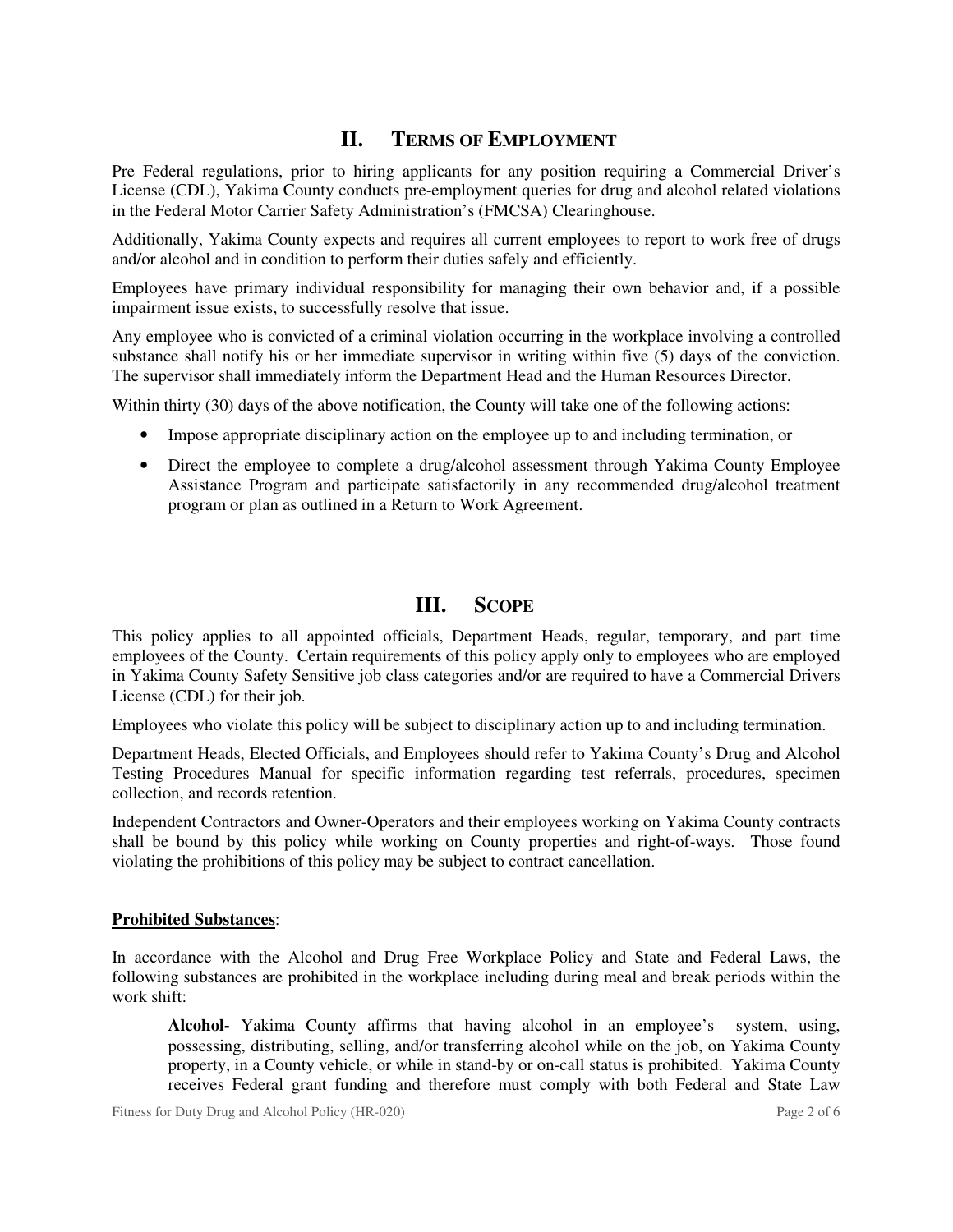## II. TERMS OF EMPLOYMENT

Pre Federal regulations, prior to hiring applicants for any position requiring a Commercial Driver's License (CDL), Yakima County conducts pre-employment queries for drug and alcohol related violations in the Federal Motor Carrier Safety Administration's (FMCSA) Clearinghouse.

Additionally, Yakima County expects and requires all current employees to report to work free of drugs and/or alcohol and in condition to perform their duties safely and efficiently.

Employees have primary individual responsibility for managing their own behavior and, if a possible impairment issue exists, to successfully resolve that issue.

Any employee who is convicted of a criminal violation occurring in the workplace involving a controlled substance shall notify his or her immediate supervisor in writing within five (5) days of the conviction. The supervisor shall immediately inform the Department Head and the Human Resources Director.

Within thirty (30) days of the above notification, the County will take one of the following actions:

- Impose appropriate disciplinary action on the employee up to and including termination, or
- Direct the employee to complete a drug/alcohol assessment through Yakima County Employee Assistance Program and participate satisfactorily in any recommended drug/alcohol treatment program or plan as outlined in a Return to Work Agreement.

## III. SCOPE

This policy applies to all appointed officials, Department Heads, regular, temporary, and part time employees of the County. Certain requirements of this policy apply only to employees who are employed in Yakima County Safety Sensitive job class categories and/or are required to have a Commercial Drivers License (CDL) for their job.

Employees who violate this policy will be subject to disciplinary action up to and including termination.

Department Heads, Elected Officials, and Employees should refer to Yakima County's Drug and Alcohol Testing Procedures Manual for specific information regarding test referrals, procedures, specimen collection, and records retention.

Independent Contractors and Owner-Operators and their employees working on Yakima County contracts shall be bound by this policy while working on County properties and right-of-ways. Those found violating the prohibitions of this policy may be subject to contract cancellation.

**Prohibited Substances**:

In accordance with the Alcohol and Drug Free Workplace Policy and State and Federal Laws, the following substances are prohibited in the workplace including during meal and break periods within the work shift:

**Alcohol-** Yakima County affirms that having alcohol in an employee's system, using, possessing, distributing, selling, and/or transferring alcohol while on the job, on Yakima County property, in a County vehicle, or while in stand-by or on-call status is prohibited. Yakima County receives Federal grant funding and therefore must comply with both Federal and State Law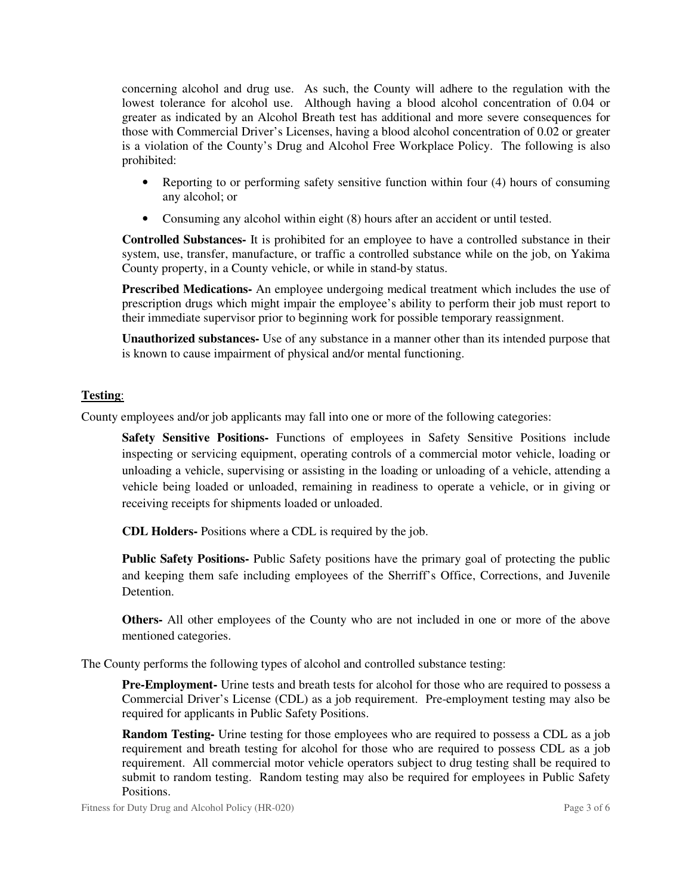concerning alcohol and drug use. As such, the County will adhere to the regulation with the lowest tolerance for alcohol use. Although having a blood alcohol concentration of 0.04 or greater as indicated by an Alcohol Breath test has additional and more severe consequences for those with Commercial Driver's Licenses, having a blood alcohol concentration of 0.02 or greater is a violation of the County's Drug and Alcohol Free Workplace Policy. The following is also prohibited:

- Reporting to or performing safety sensitive function within four (4) hours of consuming any alcohol; or
- Consuming any alcohol within eight (8) hours after an accident or until tested.

**Controlled Substances-** It is prohibited for an employee to have a controlled substance in their system, use, transfer, manufacture, or traffic a controlled substance while on the job, on Yakima County property, in a County vehicle, or while in stand-by status.

**Prescribed Medications-** An employee undergoing medical treatment which includes the use of prescription drugs which might impair the employee's ability to perform their job must report to their immediate supervisor prior to beginning work for possible temporary reassignment.

**Unauthorized substances-** Use of any substance in a manner other than its intended purpose that is known to cause impairment of physical and/or mental functioning.

**Testing**:

County employees and/or job applicants may fall into one or more of the following categories:

**Safety Sensitive Positions-** Functions of employees in Safety Sensitive Positions include inspecting or servicing equipment, operating controls of a commercial motor vehicle, loading or unloading a vehicle, supervising or assisting in the loading or unloading of a vehicle, attending a vehicle being loaded or unloaded, remaining in readiness to operate a vehicle, or in giving or receiving receipts for shipments loaded or unloaded.

**CDL Holders-** Positions where a CDL is required by the job.

**Public Safety Positions-** Public Safety positions have the primary goal of protecting the public and keeping them safe including employees of the Sherriff's Office, Corrections, and Juvenile Detention.

**Others-** All other employees of the County who are not included in one or more of the above mentioned categories.

The County performs the following types of alcohol and controlled substance testing:

**Pre-Employment-** Urine tests and breath tests for alcohol for those who are required to possess a Commercial Driver's License (CDL) as a job requirement. Pre-employment testing may also be required for applicants in Public Safety Positions.

**Random Testing-** Urine testing for those employees who are required to possess a CDL as a job requirement and breath testing for alcohol for those who are required to possess CDL as a job requirement. All commercial motor vehicle operators subject to drug testing shall be required to submit to random testing. Random testing may also be required for employees in Public Safety Positions.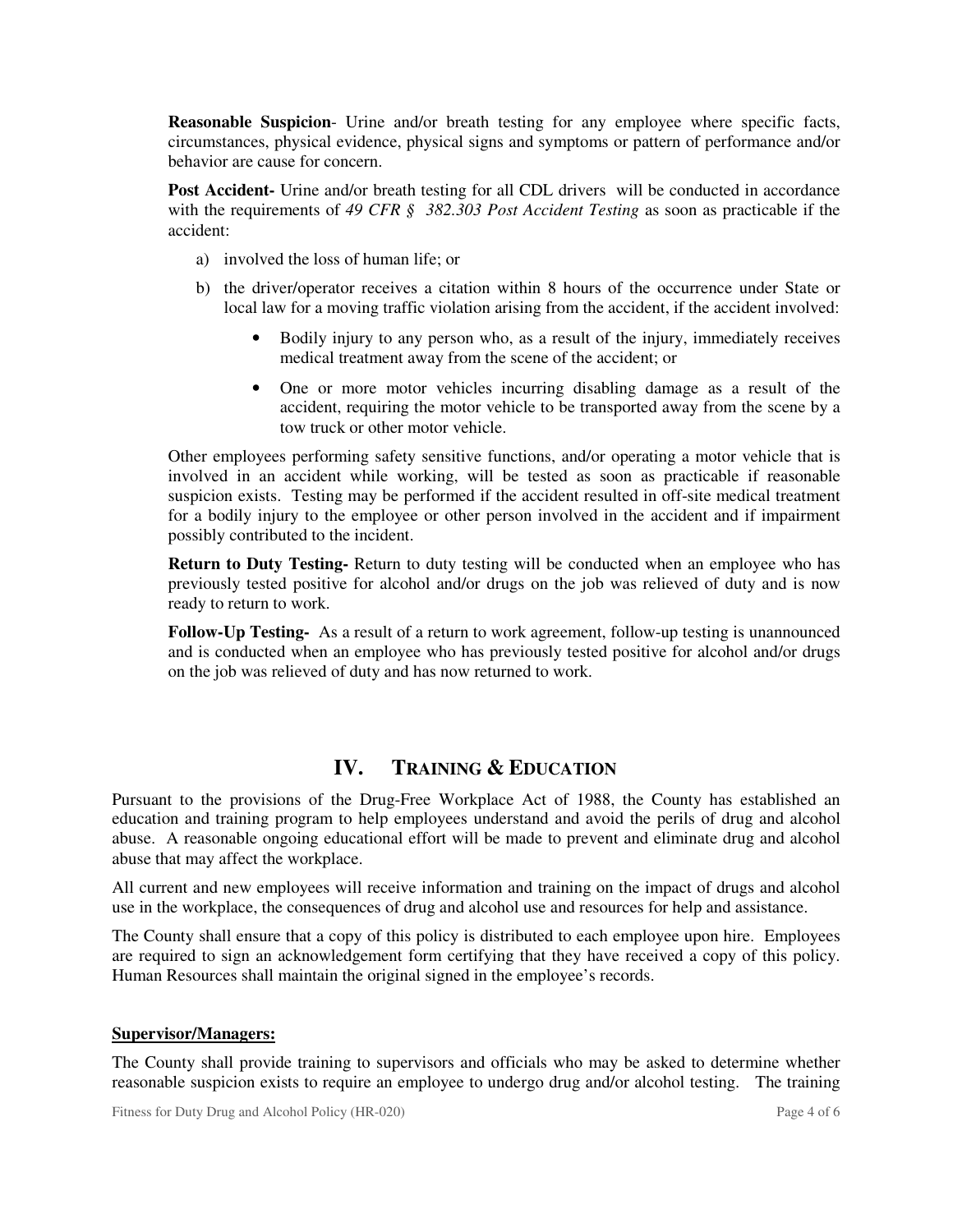**Reasonable Suspicion**- Urine and/or breath testing for any employee where specific facts, circumstances, physical evidence, physical signs and symptoms or pattern of performance and/or behavior are cause for concern.

**Post Accident-** Urine and/or breath testing for all CDL drivers will be conducted in accordance with the requirements of *49 CFR § 382.303 Post Accident Testing* as soon as practicable if the accident:

a) involved the loss of human life; or

b) the driver/operator receives a citation within 8 hours of the occurrence under State or local law for a moving traffic violation arising from the accident, if the accident involved:

- Bodily injury to any person who, as a result of the injury, immediately receives medical treatment away from the scene of the accident; or
- One or more motor vehicles incurring disabling damage as a result of the accident, requiring the motor vehicle to be transported away from the scene by a tow truck or other motor vehicle.

Other employees performing safety sensitive functions, and/or operating a motor vehicle that is involved in an accident while working, will be tested as soon as practicable if reasonable suspicion exists. Testing may be performed if the accident resulted in off-site medical treatment for a bodily injury to the employee or other person involved in the accident and if impairment possibly contributed to the incident.

**Return to Duty Testing-** Return to duty testing will be conducted when an employee who has previously tested positive for alcohol and/or drugs on the job was relieved of duty and is now ready to return to work.

**Follow-Up Testing-** As a result of a return to work agreement, follow-up testing is unannounced and is conducted when an employee who has previously tested positive for alcohol and/or drugs on the job was relieved of duty and has now returned to work.

## IV. TRAINING & EDUCATION

Pursuant to the provisions of the Drug-Free Workplace Act of 1988, the County has established an education and training program to help employees understand and avoid the perils of drug and alcohol abuse. A reasonable ongoing educational effort will be made to prevent and eliminate drug and alcohol abuse that may affect the workplace.

All current and new employees will receive information and training on the impact of drugs and alcohol use in the workplace, the consequences of drug and alcohol use and resources for help and assistance.

The County shall ensure that a copy of this policy is distributed to each employee upon hire. Employees are required to sign an acknowledgement form certifying that they have received a copy of this policy. Human Resources shall maintain the original signed in the employee's records.

**Supervisor/Managers:**

The County shall provide training to supervisors and officials who may be asked to determine whether reasonable suspicion exists to require an employee to undergo drug and/or alcohol testing. The training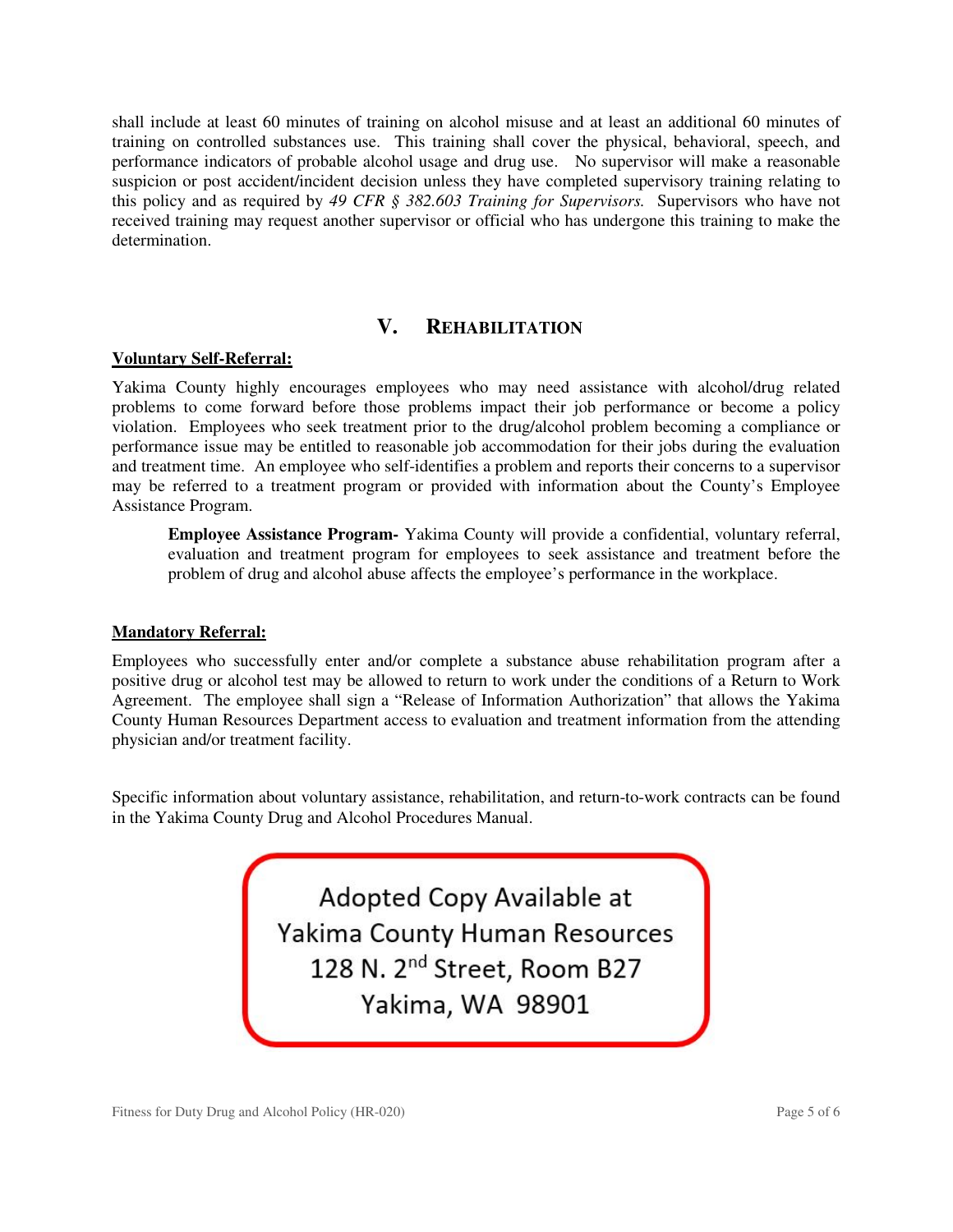shall include at least 60 minutes of training on alcohol misuse and at least an additional 60 minutes of training on controlled substances use. This training shall cover the physical, behavioral, speech, and performance indicators of probable alcohol usage and drug use. No supervisor will make a reasonable suspicion or post accident/incident decision unless they have completed supervisory training relating to this policy and as required by *49 CFR § 382.603 Training for Supervisors.* Supervisors who have not received training may request another supervisor or official who has undergone this training to make the determination.

## V. REHABILITATION

**Voluntary Self-Referral:**

Yakima County highly encourages employees who may need assistance with alcohol/drug related problems to come forward before those problems impact their job performance or become a policy violation. Employees who seek treatment prior to the drug/alcohol problem becoming a compliance or performance issue may be entitled to reasonable job accommodation for their jobs during the evaluation and treatment time. An employee who self-identifies a problem and reports their concerns to a supervisor may be referred to a treatment program or provided with information about the County's Employee Assistance Program.

> **Employee Assistance Program-** Yakima County will provide a confidential, voluntary referral, evaluation and treatment program for employees to seek assistance and treatment before the problem of drug and alcohol abuse affects the employee's performance in the workplace.

**Mandatory Referral:**

Employees who successfully enter and/or complete a substance abuse rehabilitation program after a positive drug or alcohol test may be allowed to return to work under the conditions of a Return to Work Agreement. The employee shall sign a "Release of Information Authorization" that allows the Yakima County Human Resources Department access to evaluation and treatment information from the attending physician and/or treatment facility.

Specific information about voluntary assistance, rehabilitation, and return-to-work contracts can be found in the Yakima County Drug and Alcohol Procedures Manual.

Adopted Copy Available at
Yakima County Human Resources
128 N. 2nd Street, Room B27
Yakima, WA 98901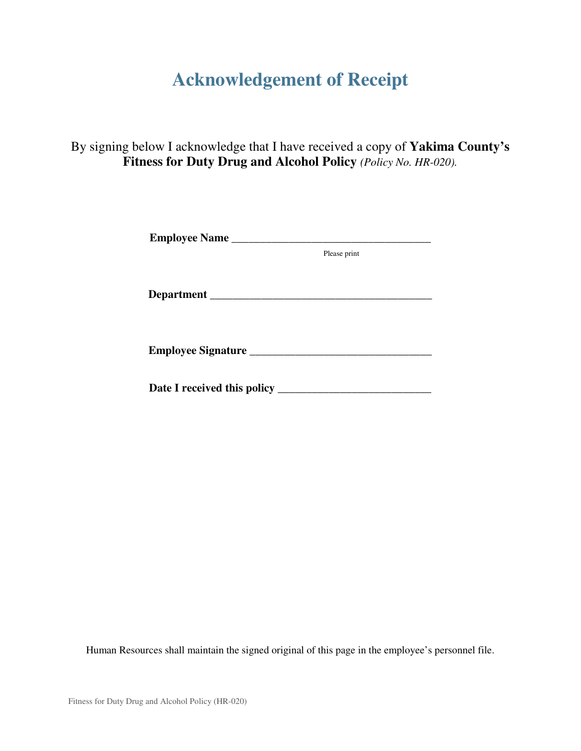# Acknowledgement of Receipt

By signing below I acknowledge that I have received a copy of **Yakima County's Fitness for Duty Drug and Alcohol Policy** *(Policy No. HR-020).*

**Employee Name** ___________________________________

Please print

**Department** _______________________________________

**Employee Signature** ________________________________

**Date I received this policy** __________________________

Human Resources shall maintain the signed original of this page in the employee's personnel file.